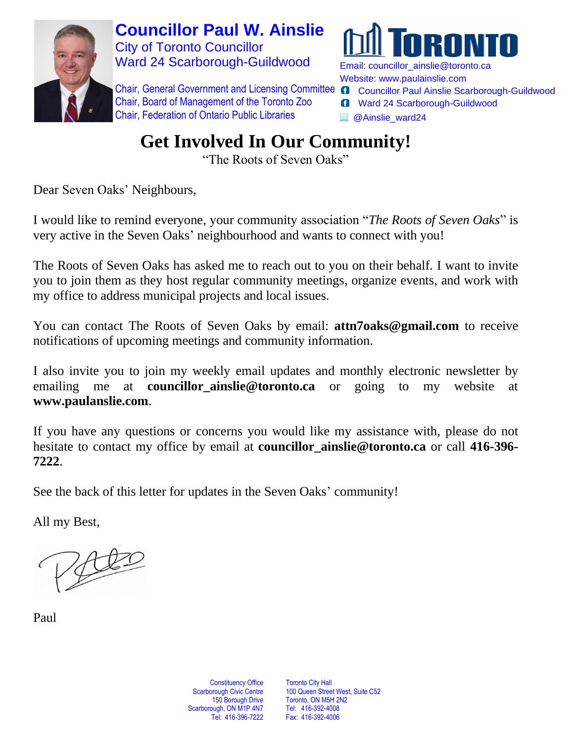**Councillor Paul W. Ainslie**
City of Toronto Councillor
Ward 24 Scarborough-Guildwood

Chair, General Government and Licensing Committee
Chair, Board of Management of the Toronto Zoo
Chair, Federation of Ontario Public Libraries

TORONTO

Email: councillor_ainslie@toronto.ca
Website: www.paulainslie.com
Councillor Paul Ainslie Scarborough-Guildwood
Ward 24 Scarborough-Guildwood
@Ainslie_ward24

# Get Involved In Our Community!

"The Roots of Seven Oaks"

Dear Seven Oaks' Neighbours,

I would like to remind everyone, your community association "*The Roots of Seven Oaks*" is very active in the Seven Oaks' neighbourhood and wants to connect with you!

The Roots of Seven Oaks has asked me to reach out to you on their behalf. I want to invite you to join them as they host regular community meetings, organize events, and work with my office to address municipal projects and local issues.

You can contact The Roots of Seven Oaks by email: **attn7oaks@gmail.com** to receive notifications of upcoming meetings and community information.

I also invite you to join my weekly email updates and monthly electronic newsletter by emailing me at **councillor_ainslie@toronto.ca** or going to my website at **www.paulanslie.com**.

If you have any questions or concerns you would like my assistance with, please do not hesitate to contact my office by email at **councillor_ainslie@toronto.ca** or call **416-396-7222**.

See the back of this letter for updates in the Seven Oaks' community!

All my Best,

Paul

Constituency Office
Scarborough Civic Centre
150 Borough Drive
Scarborough, ON M1P 4N7
Tel: 416-396-7222

Toronto City Hall
100 Queen Street West, Suite C52
Toronto, ON M5H 2N2
Tel: 416-392-4008
Fax: 416-392-4006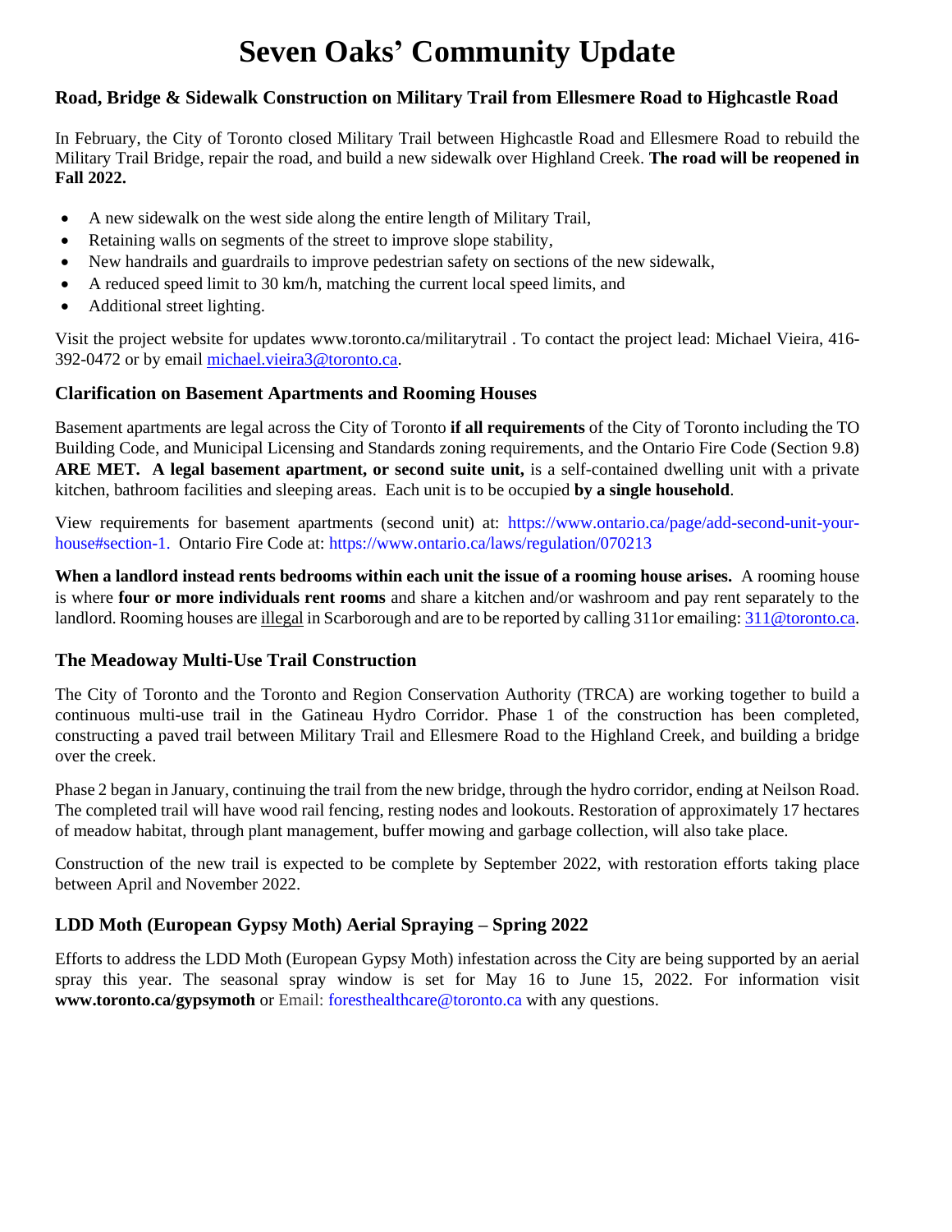# Seven Oaks' Community Update

### Road, Bridge & Sidewalk Construction on Military Trail from Ellesmere Road to Highcastle Road

In February, the City of Toronto closed Military Trail between Highcastle Road and Ellesmere Road to rebuild the Military Trail Bridge, repair the road, and build a new sidewalk over Highland Creek. **The road will be reopened in Fall 2022.**

- A new sidewalk on the west side along the entire length of Military Trail,
- Retaining walls on segments of the street to improve slope stability,
- New handrails and guardrails to improve pedestrian safety on sections of the new sidewalk,
- A reduced speed limit to 30 km/h, matching the current local speed limits, and
- Additional street lighting.

Visit the project website for updates www.toronto.ca/militarytrail . To contact the project lead: Michael Vieira, 416-392-0472 or by email michael.vieira3@toronto.ca.

### Clarification on Basement Apartments and Rooming Houses

Basement apartments are legal across the City of Toronto **if all requirements** of the City of Toronto including the TO Building Code, and Municipal Licensing and Standards zoning requirements, and the Ontario Fire Code (Section 9.8) **ARE MET. A legal basement apartment, or second suite unit,** is a self-contained dwelling unit with a private kitchen, bathroom facilities and sleeping areas. Each unit is to be occupied **by a single household**.

View requirements for basement apartments (second unit) at: https://www.ontario.ca/page/add-second-unit-your-house#section-1. Ontario Fire Code at: https://www.ontario.ca/laws/regulation/070213

**When a landlord instead rents bedrooms within each unit the issue of a rooming house arises.** A rooming house is where **four or more individuals rent rooms** and share a kitchen and/or washroom and pay rent separately to the landlord. Rooming houses are illegal in Scarborough and are to be reported by calling 311or emailing: 311@toronto.ca.

### The Meadoway Multi-Use Trail Construction

The City of Toronto and the Toronto and Region Conservation Authority (TRCA) are working together to build a continuous multi-use trail in the Gatineau Hydro Corridor. Phase 1 of the construction has been completed, constructing a paved trail between Military Trail and Ellesmere Road to the Highland Creek, and building a bridge over the creek.

Phase 2 began in January, continuing the trail from the new bridge, through the hydro corridor, ending at Neilson Road. The completed trail will have wood rail fencing, resting nodes and lookouts. Restoration of approximately 17 hectares of meadow habitat, through plant management, buffer mowing and garbage collection, will also take place.

Construction of the new trail is expected to be complete by September 2022, with restoration efforts taking place between April and November 2022.

### LDD Moth (European Gypsy Moth) Aerial Spraying – Spring 2022

Efforts to address the LDD Moth (European Gypsy Moth) infestation across the City are being supported by an aerial spray this year. The seasonal spray window is set for May 16 to June 15, 2022. For information visit **www.toronto.ca/gypsymoth** or Email: foresthealthcare@toronto.ca with any questions.